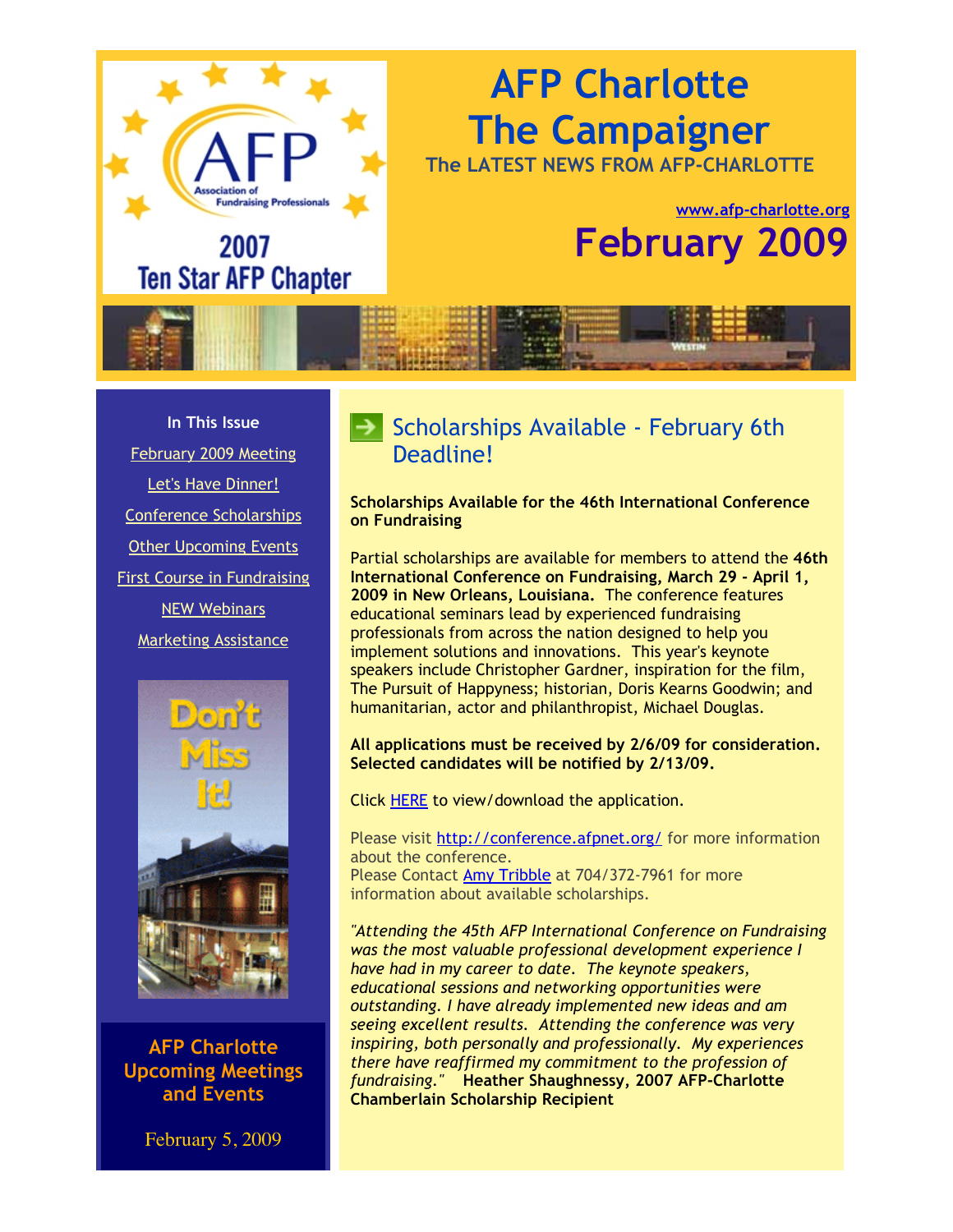# AFP Charlotte The Campaigner

**The LATEST NEWS FROM AFP-CHARLOTTE**

www.afp-charlotte.org

## February 2009

**In This Issue**

- February 2009 Meeting
- Let's Have Dinner!
- Conference Scholarships
- Other Upcoming Events
- First Course in Fundraising
- NEW Webinars
- Marketing Assistance

**AFP Charlotte Upcoming Meetings and Events**

February 5, 2009

## Scholarships Available - February 6th Deadline!

**Scholarships Available for the 46th International Conference on Fundraising**

Partial scholarships are available for members to attend the **46th International Conference on Fundraising, March 29 - April 1, 2009 in New Orleans, Louisiana.** The conference features educational seminars lead by experienced fundraising professionals from across the nation designed to help you implement solutions and innovations. This year's keynote speakers include Christopher Gardner, inspiration for the film, The Pursuit of Happyness; historian, Doris Kearns Goodwin; and humanitarian, actor and philanthropist, Michael Douglas.

**All applications must be received by 2/6/09 for consideration. Selected candidates will be notified by 2/13/09.**

Click HERE to view/download the application.

Please visit http://conference.afpnet.org/ for more information about the conference.
Please Contact Amy Tribble at 704/372-7961 for more information about available scholarships.

*"Attending the 45th AFP International Conference on Fundraising was the most valuable professional development experience I have had in my career to date. The keynote speakers, educational sessions and networking opportunities were outstanding. I have already implemented new ideas and am seeing excellent results. Attending the conference was very inspiring, both personally and professionally. My experiences there have reaffirmed my commitment to the profession of fundraising."* **Heather Shaughnessy, 2007 AFP-Charlotte Chamberlain Scholarship Recipient**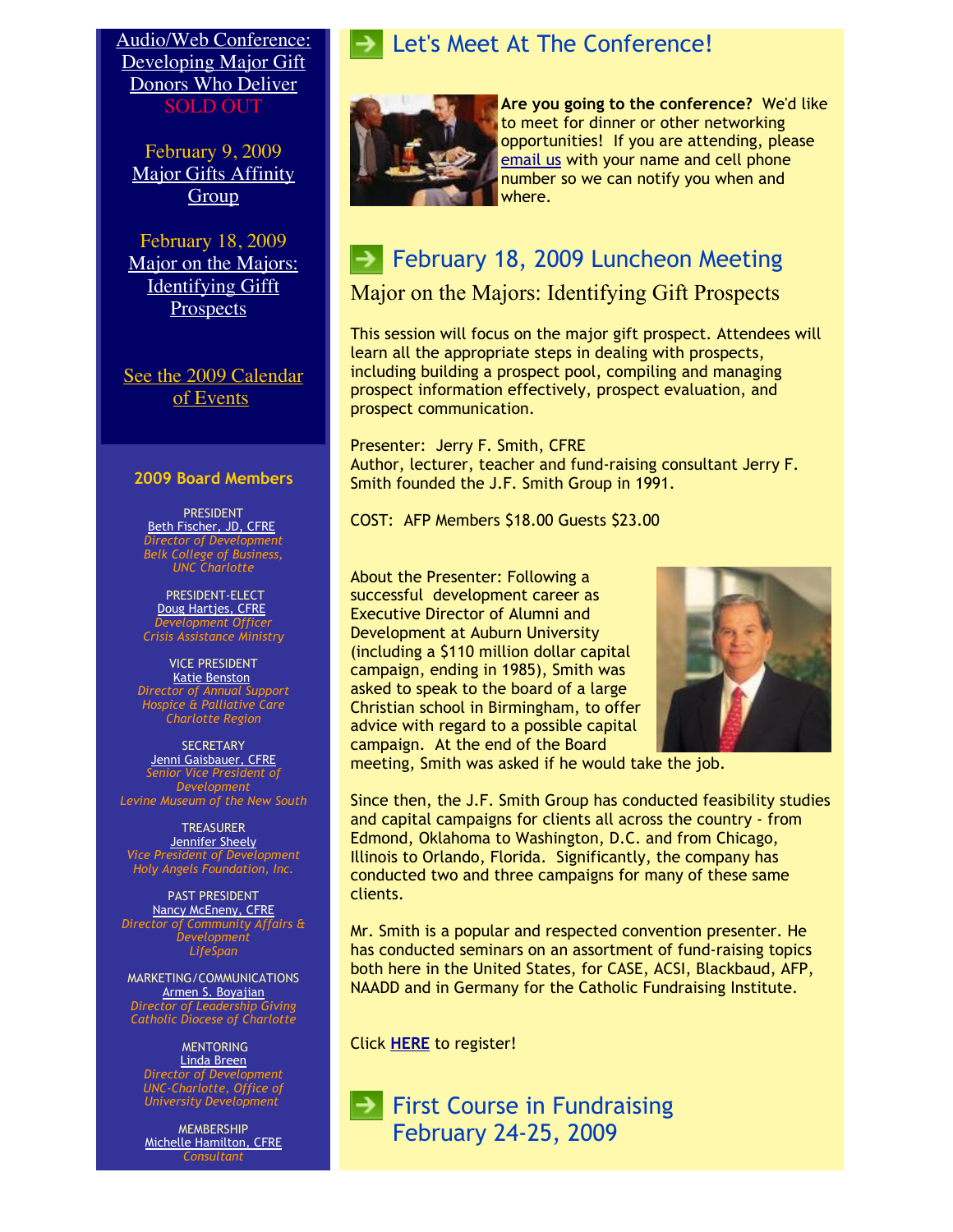Audio/Web Conference: Developing Major Gift Donors Who Deliver
SOLD OUT

February 9, 2009
Major Gifts Affinity Group

February 18, 2009
Major on the Majors: Identifying Giftt Prospects

See the 2009 Calendar of Events

### 2009 Board Members

PRESIDENT
Beth Fischer, JD, CFRE
*Director of Development*
*Belk College of Business, UNC Charlotte*

PRESIDENT-ELECT
Doug Hartjes, CFRE
*Development Officer*
*Crisis Assistance Ministry*

VICE PRESIDENT
Katie Benston
*Director of Annual Support*
*Hospice & Palliative Care Charlotte Region*

SECRETARY
Jenni Gaisbauer, CFRE
*Senior Vice President of Development*
*Levine Museum of the New South*

TREASURER
Jennifer Sheely
*Vice President of Development*
*Holy Angels Foundation, Inc.*

PAST PRESIDENT
Nancy McEneny, CFRE
*Director of Community Affairs & Development*
*LifeSpan*

MARKETING/COMMUNICATIONS
Armen S. Boyajian
*Director of Leadership Giving*
*Catholic Diocese of Charlotte*

MENTORING
Linda Breen
*Director of Development*
*UNC-Charlotte, Office of University Development*

MEMBERSHIP
Michelle Hamilton, CFRE
*Consultant*

## Let's Meet At The Conference!

**Are you going to the conference?** We'd like to meet for dinner or other networking opportunities! If you are attending, please email us with your name and cell phone number so we can notify you when and where.

## February 18, 2009 Luncheon Meeting

### Major on the Majors: Identifying Gift Prospects

This session will focus on the major gift prospect. Attendees will learn all the appropriate steps in dealing with prospects, including building a prospect pool, compiling and managing prospect information effectively, prospect evaluation, and prospect communication.

Presenter: Jerry F. Smith, CFRE
Author, lecturer, teacher and fund-raising consultant Jerry F. Smith founded the J.F. Smith Group in 1991.

COST: AFP Members $18.00 Guests $23.00

About the Presenter: Following a successful development career as Executive Director of Alumni and Development at Auburn University (including a $110 million dollar capital campaign, ending in 1985), Smith was asked to speak to the board of a large Christian school in Birmingham, to offer advice with regard to a possible capital campaign. At the end of the Board meeting, Smith was asked if he would take the job.

Since then, the J.F. Smith Group has conducted feasibility studies and capital campaigns for clients all across the country - from Edmond, Oklahoma to Washington, D.C. and from Chicago, Illinois to Orlando, Florida. Significantly, the company has conducted two and three campaigns for many of these same clients.

Mr. Smith is a popular and respected convention presenter. He has conducted seminars on an assortment of fund-raising topics both here in the United States, for CASE, ACSI, Blackbaud, AFP, NAADD and in Germany for the Catholic Fundraising Institute.

Click **HERE** to register!

## First Course in Fundraising February 24-25, 2009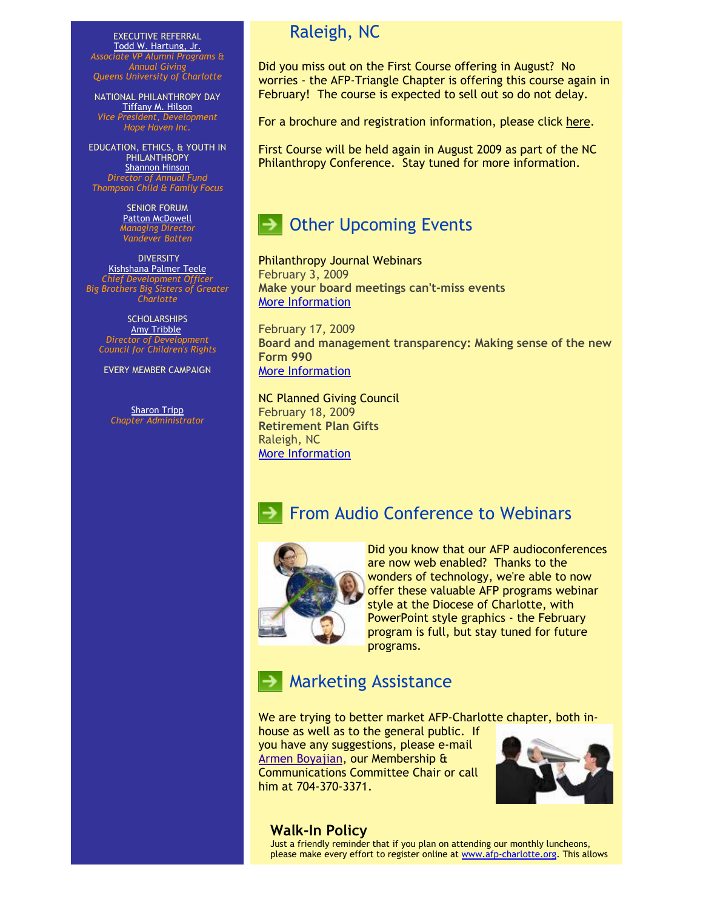EXECUTIVE REFERRAL
Todd W. Hartung, Jr.
*Associate VP Alumni Programs & Annual Giving*
*Queens University of Charlotte*

NATIONAL PHILANTHROPY DAY
Tiffany M. Hilson
*Vice President, Development*
*Hope Haven Inc.*

EDUCATION, ETHICS, & YOUTH IN PHILANTHROPY
Shannon Hinson
*Director of Annual Fund*
*Thompson Child & Family Focus*

SENIOR FORUM
Patton McDowell
*Managing Director*
*Vandever Batten*

DIVERSITY
Kishshana Palmer Teele
*Chief Development Officer*
*Big Brothers Big Sisters of Greater Charlotte*

SCHOLARSHIPS
Amy Tribble
*Director of Development*
*Council for Children's Rights*

EVERY MEMBER CAMPAIGN

Sharon Tripp
*Chapter Administrator*

## Raleigh, NC

Did you miss out on the First Course offering in August? No worries - the AFP-Triangle Chapter is offering this course again in February! The course is expected to sell out so do not delay.

For a brochure and registration information, please click here.

First Course will be held again in August 2009 as part of the NC Philanthropy Conference. Stay tuned for more information.

## Other Upcoming Events

Philanthropy Journal Webinars
February 3, 2009
**Make your board meetings can't-miss events**
More Information

February 17, 2009
**Board and management transparency: Making sense of the new Form 990**
More Information

NC Planned Giving Council
February 18, 2009
**Retirement Plan Gifts**
Raleigh, NC
More Information

## From Audio Conference to Webinars

Did you know that our AFP audioconferences are now web enabled? Thanks to the wonders of technology, we're able to now offer these valuable AFP programs webinar style at the Diocese of Charlotte, with PowerPoint style graphics - the February program is full, but stay tuned for future programs.

## Marketing Assistance

We are trying to better market AFP-Charlotte chapter, both in-house as well as to the general public. If you have any suggestions, please e-mail Armen Boyajian, our Membership & Communications Committee Chair or call him at 704-370-3371.

### Walk-In Policy

Just a friendly reminder that if you plan on attending our monthly luncheons, please make every effort to register online at www.afp-charlotte.org. This allows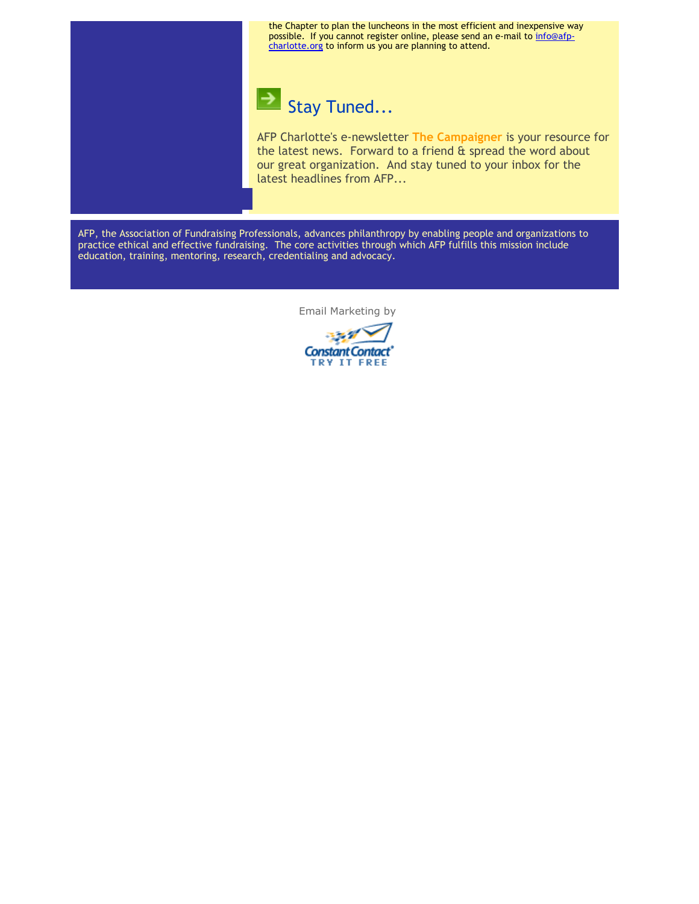the Chapter to plan the luncheons in the most efficient and inexpensive way possible. If you cannot register online, please send an e-mail to info@afp-charlotte.org to inform us you are planning to attend.

## Stay Tuned...

AFP Charlotte's e-newsletter **The Campaigner** is your resource for the latest news. Forward to a friend & spread the word about our great organization. And stay tuned to your inbox for the latest headlines from AFP...

AFP, the Association of Fundraising Professionals, advances philanthropy by enabling people and organizations to practice ethical and effective fundraising. The core activities through which AFP fulfills this mission include education, training, mentoring, research, credentialing and advocacy.

Email Marketing by

Constant Contact
TRY IT FREE